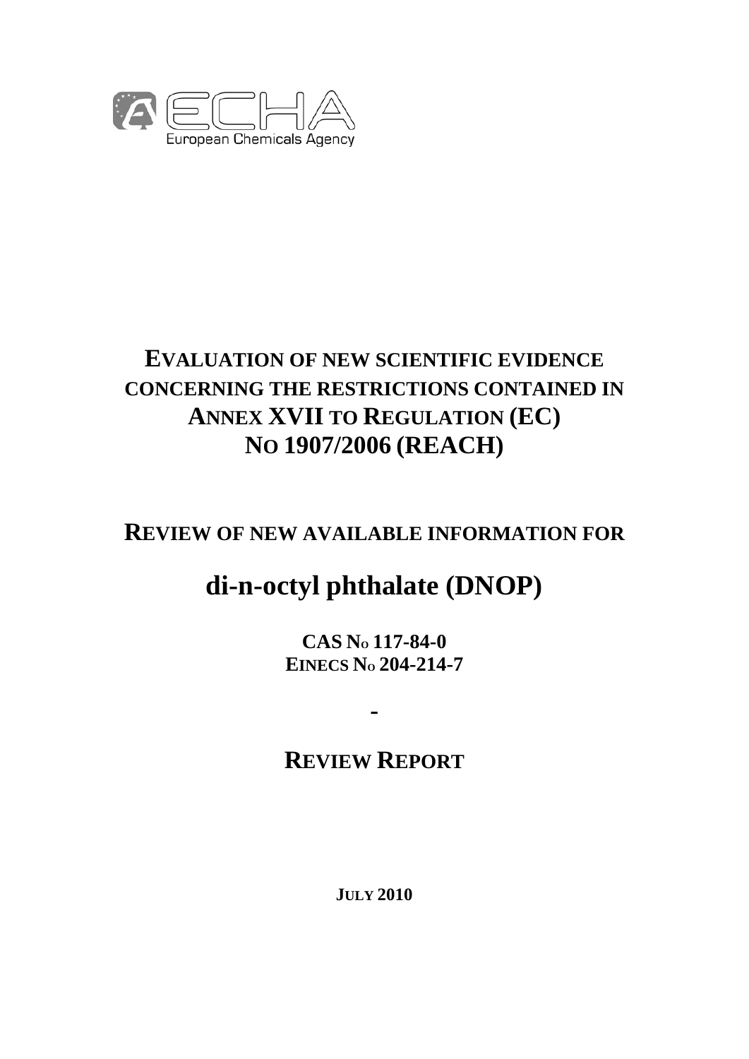ECHA

European Chemicals Agency

# EVALUATION OF NEW SCIENTIFIC EVIDENCE CONCERNING THE RESTRICTIONS CONTAINED IN ANNEX XVII TO REGULATION (EC) NO 1907/2006 (REACH)

## REVIEW OF NEW AVAILABLE INFORMATION FOR

# di-n-octyl phthalate (DNOP)

**CAS NO 117-84-0**
**EINECS NO 204-214-7**

**-**

## REVIEW REPORT

**JULY 2010**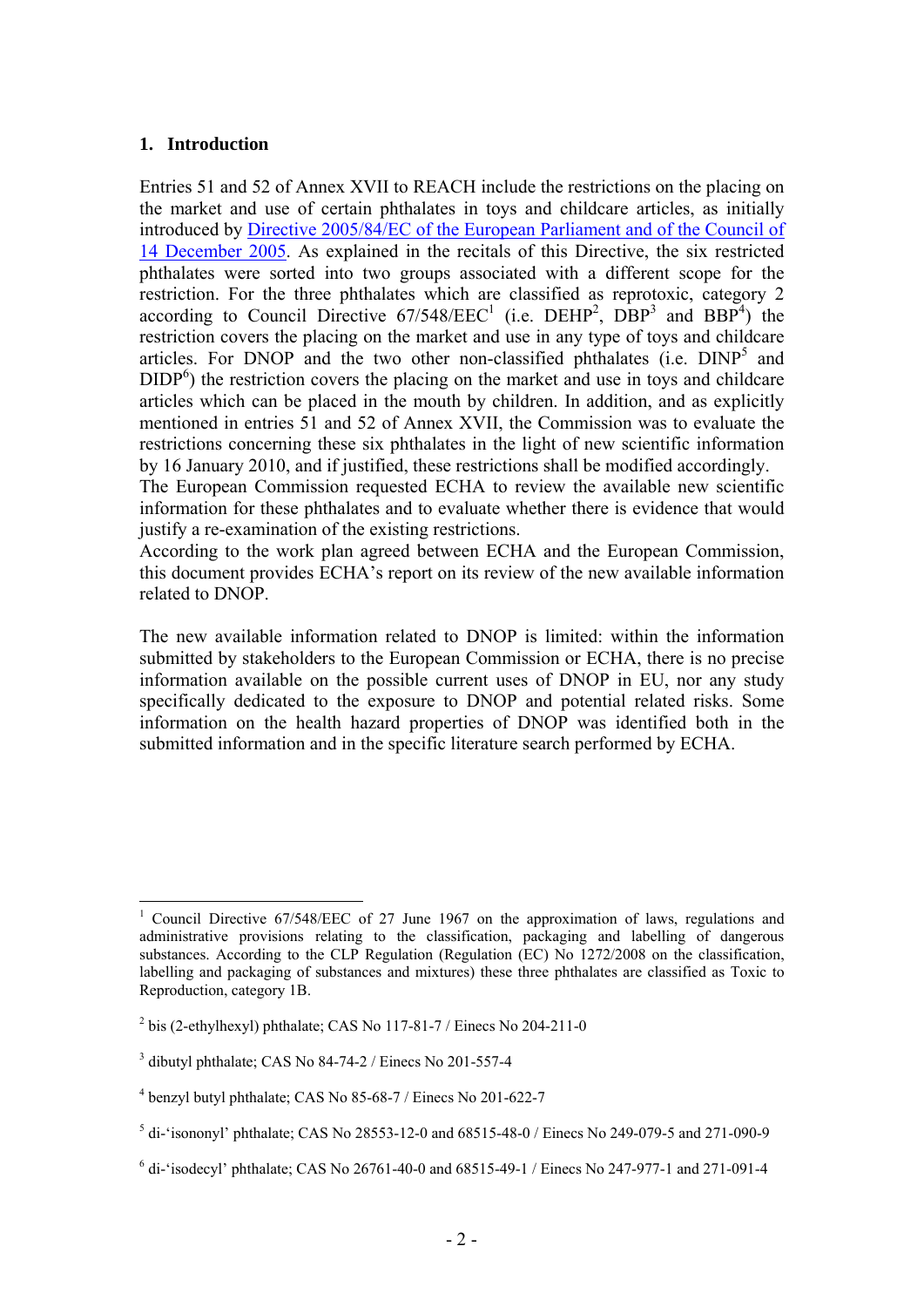## 1. Introduction

Entries 51 and 52 of Annex XVII to REACH include the restrictions on the placing on the market and use of certain phthalates in toys and childcare articles, as initially introduced by [Directive 2005/84/EC of the European Parliament and of the Council of 14 December 2005](). As explained in the recitals of this Directive, the six restricted phthalates were sorted into two groups associated with a different scope for the restriction. For the three phthalates which are classified as reprotoxic, category 2 according to Council Directive 67/548/EEC[1] (i.e. DEHP[2], DBP[3] and BBP[4]) the restriction covers the placing on the market and use in any type of toys and childcare articles. For DNOP and the two other non-classified phthalates (i.e. DINP[5] and DIDP[6]) the restriction covers the placing on the market and use in toys and childcare articles which can be placed in the mouth by children. In addition, and as explicitly mentioned in entries 51 and 52 of Annex XVII, the Commission was to evaluate the restrictions concerning these six phthalates in the light of new scientific information by 16 January 2010, and if justified, these restrictions shall be modified accordingly.
The European Commission requested ECHA to review the available new scientific information for these phthalates and to evaluate whether there is evidence that would justify a re-examination of the existing restrictions.
According to the work plan agreed between ECHA and the European Commission, this document provides ECHA's report on its review of the new available information related to DNOP.

The new available information related to DNOP is limited: within the information submitted by stakeholders to the European Commission or ECHA, there is no precise information available on the possible current uses of DNOP in EU, nor any study specifically dedicated to the exposure to DNOP and potential related risks. Some information on the health hazard properties of DNOP was identified both in the submitted information and in the specific literature search performed by ECHA.

---

[1] Council Directive 67/548/EEC of 27 June 1967 on the approximation of laws, regulations and administrative provisions relating to the classification, packaging and labelling of dangerous substances. According to the CLP Regulation (Regulation (EC) No 1272/2008 on the classification, labelling and packaging of substances and mixtures) these three phthalates are classified as Toxic to Reproduction, category 1B.

[2] bis (2-ethylhexyl) phthalate; CAS No 117-81-7 / Einecs No 204-211-0

[3] dibutyl phthalate; CAS No 84-74-2 / Einecs No 201-557-4

[4] benzyl butyl phthalate; CAS No 85-68-7 / Einecs No 201-622-7

[5] di-'isononyl' phthalate; CAS No 28553-12-0 and 68515-48-0 / Einecs No 249-079-5 and 271-090-9

[6] di-'isodecyl' phthalate; CAS No 26761-40-0 and 68515-49-1 / Einecs No 247-977-1 and 271-091-4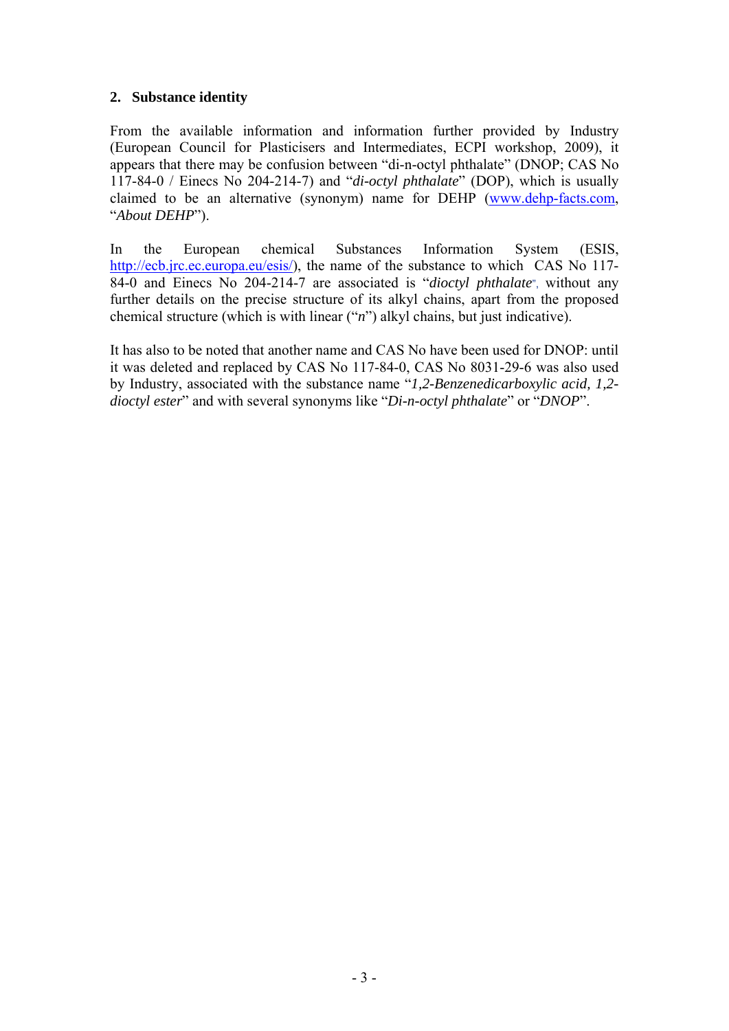## 2. Substance identity

From the available information and information further provided by Industry (European Council for Plasticisers and Intermediates, ECPI workshop, 2009), it appears that there may be confusion between "di-n-octyl phthalate" (DNOP; CAS No 117-84-0 / Einecs No 204-214-7) and "*di-octyl phthalate*" (DOP), which is usually claimed to be an alternative (synonym) name for DEHP (www.dehp-facts.com, "*About DEHP*").

In the European chemical Substances Information System (ESIS, http://ecb.jrc.ec.europa.eu/esis/), the name of the substance to which CAS No 117-84-0 and Einecs No 204-214-7 are associated is "*dioctyl phthalate*", without any further details on the precise structure of its alkyl chains, apart from the proposed chemical structure (which is with linear ("*n*") alkyl chains, but just indicative).

It has also to be noted that another name and CAS No have been used for DNOP: until it was deleted and replaced by CAS No 117-84-0, CAS No 8031-29-6 was also used by Industry, associated with the substance name "*1,2-Benzenedicarboxylic acid, 1,2-dioctyl ester*" and with several synonyms like "*Di-n-octyl phthalate*" or "*DNOP*".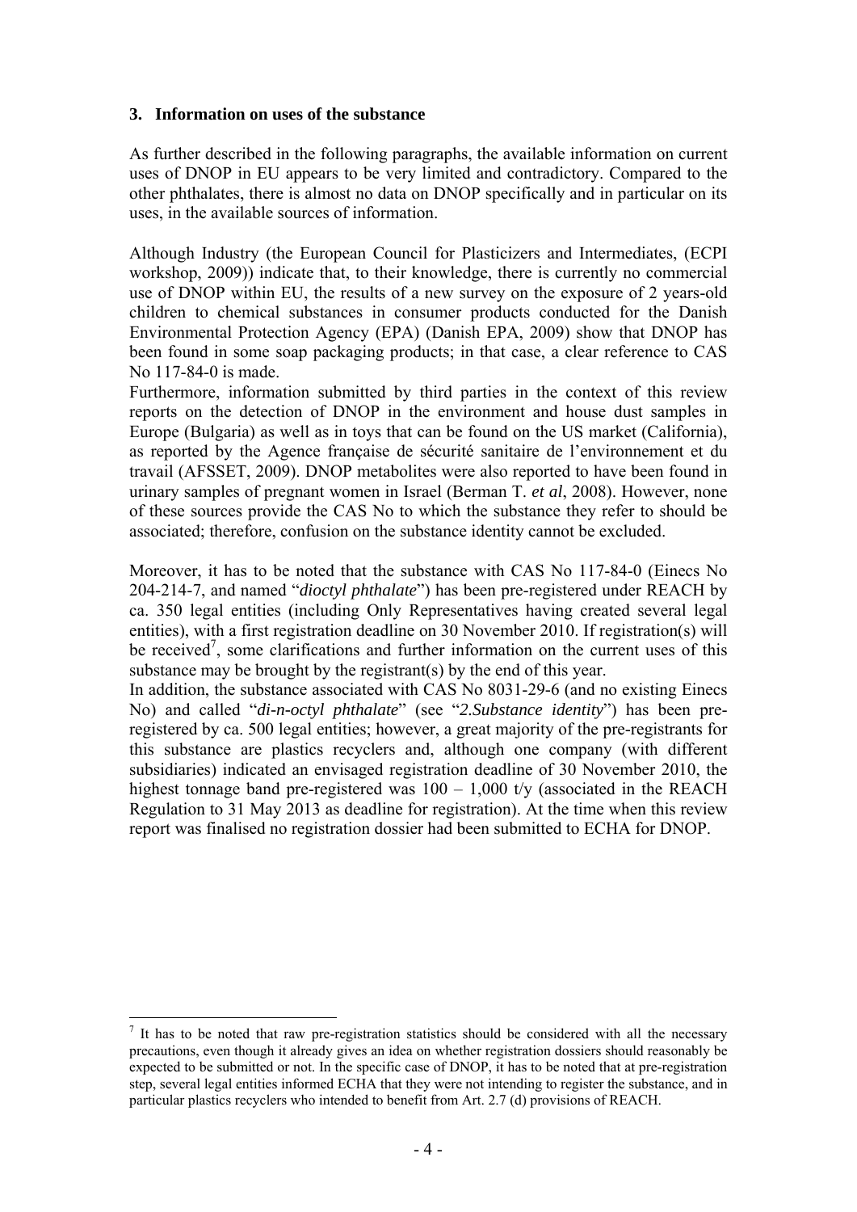## 3. Information on uses of the substance

As further described in the following paragraphs, the available information on current uses of DNOP in EU appears to be very limited and contradictory. Compared to the other phthalates, there is almost no data on DNOP specifically and in particular on its uses, in the available sources of information.

Although Industry (the European Council for Plasticizers and Intermediates, (ECPI workshop, 2009)) indicate that, to their knowledge, there is currently no commercial use of DNOP within EU, the results of a new survey on the exposure of 2 years-old children to chemical substances in consumer products conducted for the Danish Environmental Protection Agency (EPA) (Danish EPA, 2009) show that DNOP has been found in some soap packaging products; in that case, a clear reference to CAS No 117-84-0 is made.

Furthermore, information submitted by third parties in the context of this review reports on the detection of DNOP in the environment and house dust samples in Europe (Bulgaria) as well as in toys that can be found on the US market (California), as reported by the Agence française de sécurité sanitaire de l'environnement et du travail (AFSSET, 2009). DNOP metabolites were also reported to have been found in urinary samples of pregnant women in Israel (Berman T. *et al*, 2008). However, none of these sources provide the CAS No to which the substance they refer to should be associated; therefore, confusion on the substance identity cannot be excluded.

Moreover, it has to be noted that the substance with CAS No 117-84-0 (Einecs No 204-214-7, and named "*dioctyl phthalate*") has been pre-registered under REACH by ca. 350 legal entities (including Only Representatives having created several legal entities), with a first registration deadline on 30 November 2010. If registration(s) will be received[7], some clarifications and further information on the current uses of this substance may be brought by the registrant(s) by the end of this year.

In addition, the substance associated with CAS No 8031-29-6 (and no existing Einecs No) and called "*di-n-octyl phthalate*" (see "*2.Substance identity*") has been pre-registered by ca. 500 legal entities; however, a great majority of the pre-registrants for this substance are plastics recyclers and, although one company (with different subsidiaries) indicated an envisaged registration deadline of 30 November 2010, the highest tonnage band pre-registered was 100 – 1,000 t/y (associated in the REACH Regulation to 31 May 2013 as deadline for registration). At the time when this review report was finalised no registration dossier had been submitted to ECHA for DNOP.

---

[7] It has to be noted that raw pre-registration statistics should be considered with all the necessary precautions, even though it already gives an idea on whether registration dossiers should reasonably be expected to be submitted or not. In the specific case of DNOP, it has to be noted that at pre-registration step, several legal entities informed ECHA that they were not intending to register the substance, and in particular plastics recyclers who intended to benefit from Art. 2.7 (d) provisions of REACH.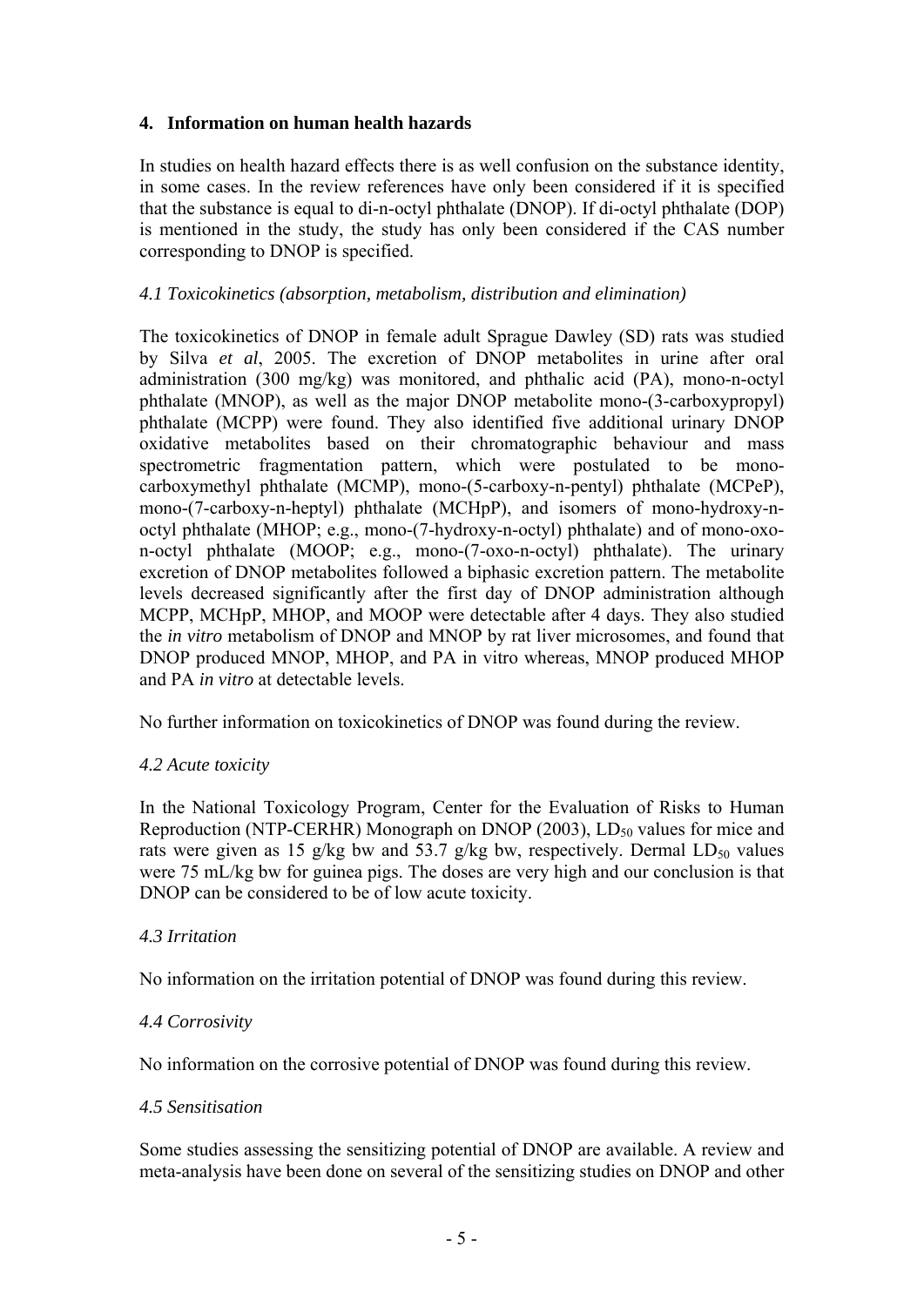## 4. Information on human health hazards

In studies on health hazard effects there is as well confusion on the substance identity, in some cases. In the review references have only been considered if it is specified that the substance is equal to di-n-octyl phthalate (DNOP). If di-octyl phthalate (DOP) is mentioned in the study, the study has only been considered if the CAS number corresponding to DNOP is specified.

### *4.1 Toxicokinetics (absorption, metabolism, distribution and elimination)*

The toxicokinetics of DNOP in female adult Sprague Dawley (SD) rats was studied by Silva *et al*, 2005. The excretion of DNOP metabolites in urine after oral administration (300 mg/kg) was monitored, and phthalic acid (PA), mono-n-octyl phthalate (MNOP), as well as the major DNOP metabolite mono-(3-carboxypropyl) phthalate (MCPP) were found. They also identified five additional urinary DNOP oxidative metabolites based on their chromatographic behaviour and mass spectrometric fragmentation pattern, which were postulated to be mono-carboxymethyl phthalate (MCMP), mono-(5-carboxy-n-pentyl) phthalate (MCPeP), mono-(7-carboxy-n-heptyl) phthalate (MCHpP), and isomers of mono-hydroxy-n-octyl phthalate (MHOP; e.g., mono-(7-hydroxy-n-octyl) phthalate) and of mono-oxo-n-octyl phthalate (MOOP; e.g., mono-(7-oxo-n-octyl) phthalate). The urinary excretion of DNOP metabolites followed a biphasic excretion pattern. The metabolite levels decreased significantly after the first day of DNOP administration although MCPP, MCHpP, MHOP, and MOOP were detectable after 4 days. They also studied the *in vitro* metabolism of DNOP and MNOP by rat liver microsomes, and found that DNOP produced MNOP, MHOP, and PA in vitro whereas, MNOP produced MHOP and PA *in vitro* at detectable levels.

No further information on toxicokinetics of DNOP was found during the review.

### *4.2 Acute toxicity*

In the National Toxicology Program, Center for the Evaluation of Risks to Human Reproduction (NTP-CERHR) Monograph on DNOP (2003), $LD_{50}$ values for mice and rats were given as 15 g/kg bw and 53.7 g/kg bw, respectively. Dermal $LD_{50}$ values were 75 mL/kg bw for guinea pigs. The doses are very high and our conclusion is that DNOP can be considered to be of low acute toxicity.

### *4.3 Irritation*

No information on the irritation potential of DNOP was found during this review.

### *4.4 Corrosivity*

No information on the corrosive potential of DNOP was found during this review.

### *4.5 Sensitisation*

Some studies assessing the sensitizing potential of DNOP are available. A review and meta-analysis have been done on several of the sensitizing studies on DNOP and other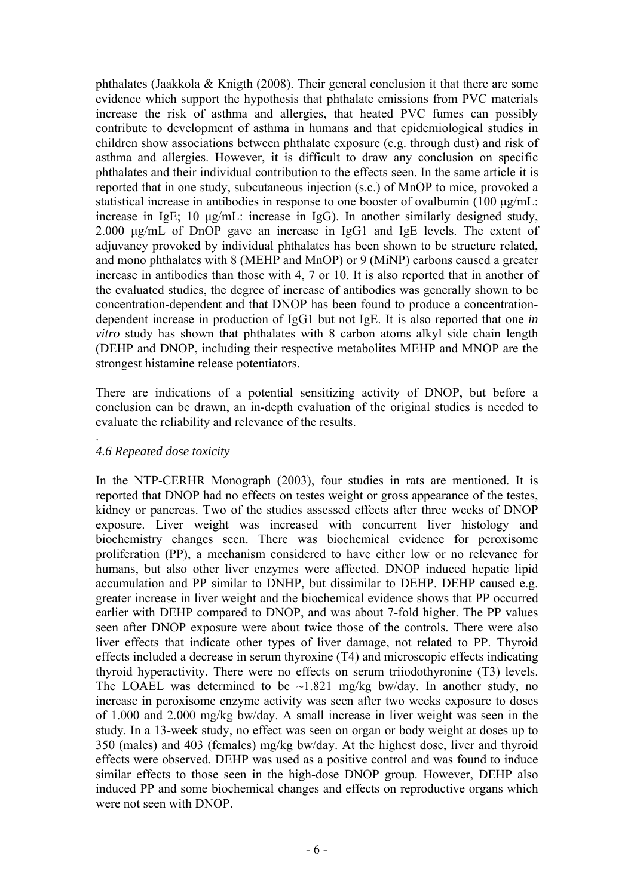phthalates (Jaakkola & Knigth (2008). Their general conclusion it that there are some evidence which support the hypothesis that phthalate emissions from PVC materials increase the risk of asthma and allergies, that heated PVC fumes can possibly contribute to development of asthma in humans and that epidemiological studies in children show associations between phthalate exposure (e.g. through dust) and risk of asthma and allergies. However, it is difficult to draw any conclusion on specific phthalates and their individual contribution to the effects seen. In the same article it is reported that in one study, subcutaneous injection (s.c.) of MnOP to mice, provoked a statistical increase in antibodies in response to one booster of ovalbumin (100 µg/mL: increase in IgE; 10 µg/mL: increase in IgG). In another similarly designed study, 2.000 µg/mL of DnOP gave an increase in IgG1 and IgE levels. The extent of adjuvancy provoked by individual phthalates has been shown to be structure related, and mono phthalates with 8 (MEHP and MnOP) or 9 (MiNP) carbons caused a greater increase in antibodies than those with 4, 7 or 10. It is also reported that in another of the evaluated studies, the degree of increase of antibodies was generally shown to be concentration-dependent and that DNOP has been found to produce a concentration-dependent increase in production of IgG1 but not IgE. It is also reported that one *in vitro* study has shown that phthalates with 8 carbon atoms alkyl side chain length (DEHP and DNOP, including their respective metabolites MEHP and MNOP are the strongest histamine release potentiators.

There are indications of a potential sensitizing activity of DNOP, but before a conclusion can be drawn, an in-depth evaluation of the original studies is needed to evaluate the reliability and relevance of the results.

.

*4.6 Repeated dose toxicity*

In the NTP-CERHR Monograph (2003), four studies in rats are mentioned. It is reported that DNOP had no effects on testes weight or gross appearance of the testes, kidney or pancreas. Two of the studies assessed effects after three weeks of DNOP exposure. Liver weight was increased with concurrent liver histology and biochemistry changes seen. There was biochemical evidence for peroxisome proliferation (PP), a mechanism considered to have either low or no relevance for humans, but also other liver enzymes were affected. DNOP induced hepatic lipid accumulation and PP similar to DNHP, but dissimilar to DEHP. DEHP caused e.g. greater increase in liver weight and the biochemical evidence shows that PP occurred earlier with DEHP compared to DNOP, and was about 7-fold higher. The PP values seen after DNOP exposure were about twice those of the controls. There were also liver effects that indicate other types of liver damage, not related to PP. Thyroid effects included a decrease in serum thyroxine (T4) and microscopic effects indicating thyroid hyperactivity. There were no effects on serum triiodothyronine (T3) levels. The LOAEL was determined to be ~1.821 mg/kg bw/day. In another study, no increase in peroxisome enzyme activity was seen after two weeks exposure to doses of 1.000 and 2.000 mg/kg bw/day. A small increase in liver weight was seen in the study. In a 13-week study, no effect was seen on organ or body weight at doses up to 350 (males) and 403 (females) mg/kg bw/day. At the highest dose, liver and thyroid effects were observed. DEHP was used as a positive control and was found to induce similar effects to those seen in the high-dose DNOP group. However, DEHP also induced PP and some biochemical changes and effects on reproductive organs which were not seen with DNOP.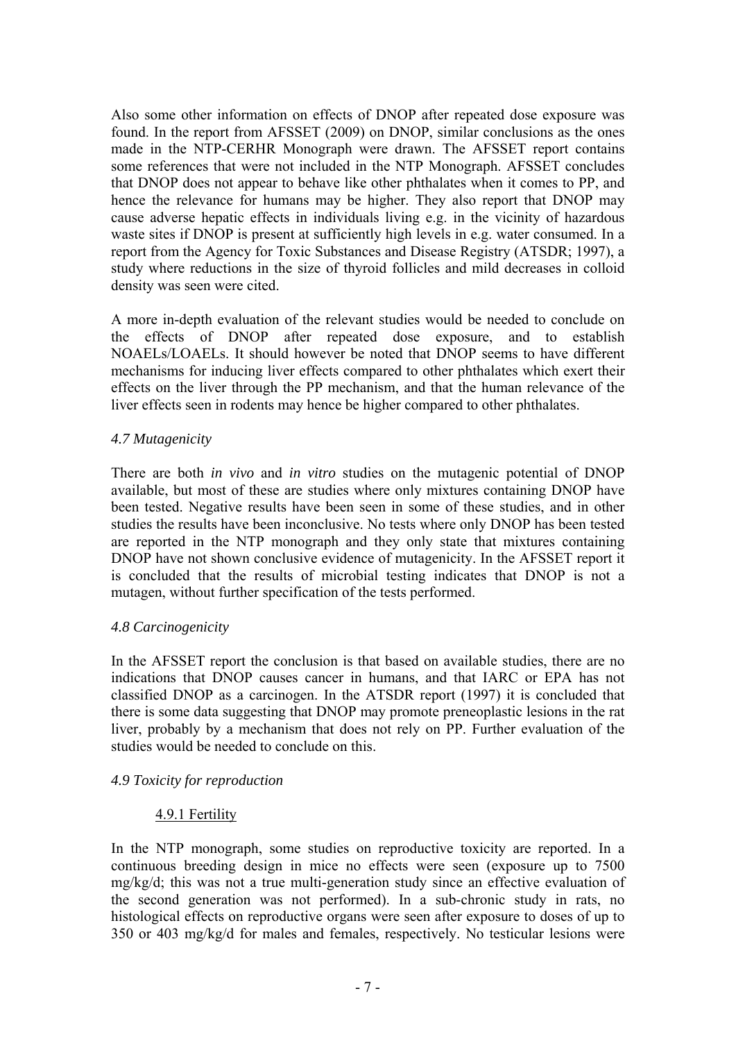Also some other information on effects of DNOP after repeated dose exposure was found. In the report from AFSSET (2009) on DNOP, similar conclusions as the ones made in the NTP-CERHR Monograph were drawn. The AFSSET report contains some references that were not included in the NTP Monograph. AFSSET concludes that DNOP does not appear to behave like other phthalates when it comes to PP, and hence the relevance for humans may be higher. They also report that DNOP may cause adverse hepatic effects in individuals living e.g. in the vicinity of hazardous waste sites if DNOP is present at sufficiently high levels in e.g. water consumed. In a report from the Agency for Toxic Substances and Disease Registry (ATSDR; 1997), a study where reductions in the size of thyroid follicles and mild decreases in colloid density was seen were cited.

A more in-depth evaluation of the relevant studies would be needed to conclude on the effects of DNOP after repeated dose exposure, and to establish NOAELs/LOAELs. It should however be noted that DNOP seems to have different mechanisms for inducing liver effects compared to other phthalates which exert their effects on the liver through the PP mechanism, and that the human relevance of the liver effects seen in rodents may hence be higher compared to other phthalates.

### *4.7 Mutagenicity*

There are both *in vivo* and *in vitro* studies on the mutagenic potential of DNOP available, but most of these are studies where only mixtures containing DNOP have been tested. Negative results have been seen in some of these studies, and in other studies the results have been inconclusive. No tests where only DNOP has been tested are reported in the NTP monograph and they only state that mixtures containing DNOP have not shown conclusive evidence of mutagenicity. In the AFSSET report it is concluded that the results of microbial testing indicates that DNOP is not a mutagen, without further specification of the tests performed.

### *4.8 Carcinogenicity*

In the AFSSET report the conclusion is that based on available studies, there are no indications that DNOP causes cancer in humans, and that IARC or EPA has not classified DNOP as a carcinogen. In the ATSDR report (1997) it is concluded that there is some data suggesting that DNOP may promote preneoplastic lesions in the rat liver, probably by a mechanism that does not rely on PP. Further evaluation of the studies would be needed to conclude on this.

### *4.9 Toxicity for reproduction*

#### 4.9.1 Fertility

In the NTP monograph, some studies on reproductive toxicity are reported. In a continuous breeding design in mice no effects were seen (exposure up to 7500 mg/kg/d; this was not a true multi-generation study since an effective evaluation of the second generation was not performed). In a sub-chronic study in rats, no histological effects on reproductive organs were seen after exposure to doses of up to 350 or 403 mg/kg/d for males and females, respectively. No testicular lesions were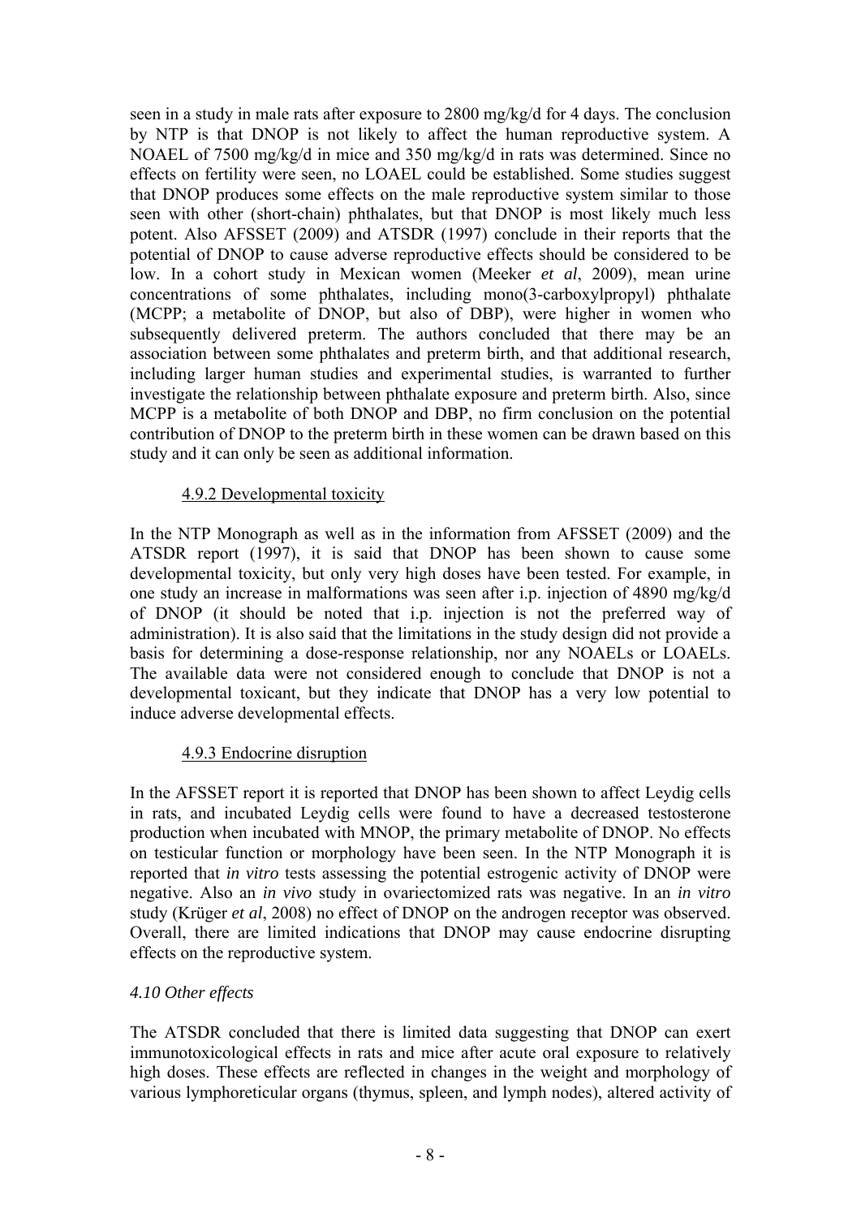seen in a study in male rats after exposure to 2800 mg/kg/d for 4 days. The conclusion by NTP is that DNOP is not likely to affect the human reproductive system. A NOAEL of 7500 mg/kg/d in mice and 350 mg/kg/d in rats was determined. Since no effects on fertility were seen, no LOAEL could be established. Some studies suggest that DNOP produces some effects on the male reproductive system similar to those seen with other (short-chain) phthalates, but that DNOP is most likely much less potent. Also AFSSET (2009) and ATSDR (1997) conclude in their reports that the potential of DNOP to cause adverse reproductive effects should be considered to be low. In a cohort study in Mexican women (Meeker *et al*, 2009), mean urine concentrations of some phthalates, including mono(3-carboxylpropyl) phthalate (MCPP; a metabolite of DNOP, but also of DBP), were higher in women who subsequently delivered preterm. The authors concluded that there may be an association between some phthalates and preterm birth, and that additional research, including larger human studies and experimental studies, is warranted to further investigate the relationship between phthalate exposure and preterm birth. Also, since MCPP is a metabolite of both DNOP and DBP, no firm conclusion on the potential contribution of DNOP to the preterm birth in these women can be drawn based on this study and it can only be seen as additional information.

#### 4.9.2 Developmental toxicity

In the NTP Monograph as well as in the information from AFSSET (2009) and the ATSDR report (1997), it is said that DNOP has been shown to cause some developmental toxicity, but only very high doses have been tested. For example, in one study an increase in malformations was seen after i.p. injection of 4890 mg/kg/d of DNOP (it should be noted that i.p. injection is not the preferred way of administration). It is also said that the limitations in the study design did not provide a basis for determining a dose-response relationship, nor any NOAELs or LOAELs. The available data were not considered enough to conclude that DNOP is not a developmental toxicant, but they indicate that DNOP has a very low potential to induce adverse developmental effects.

#### 4.9.3 Endocrine disruption

In the AFSSET report it is reported that DNOP has been shown to affect Leydig cells in rats, and incubated Leydig cells were found to have a decreased testosterone production when incubated with MNOP, the primary metabolite of DNOP. No effects on testicular function or morphology have been seen. In the NTP Monograph it is reported that *in vitro* tests assessing the potential estrogenic activity of DNOP were negative. Also an *in vivo* study in ovariectomized rats was negative. In an *in vitro* study (Krüger *et al*, 2008) no effect of DNOP on the androgen receptor was observed. Overall, there are limited indications that DNOP may cause endocrine disrupting effects on the reproductive system.

### *4.10 Other effects*

The ATSDR concluded that there is limited data suggesting that DNOP can exert immunotoxicological effects in rats and mice after acute oral exposure to relatively high doses. These effects are reflected in changes in the weight and morphology of various lymphoreticular organs (thymus, spleen, and lymph nodes), altered activity of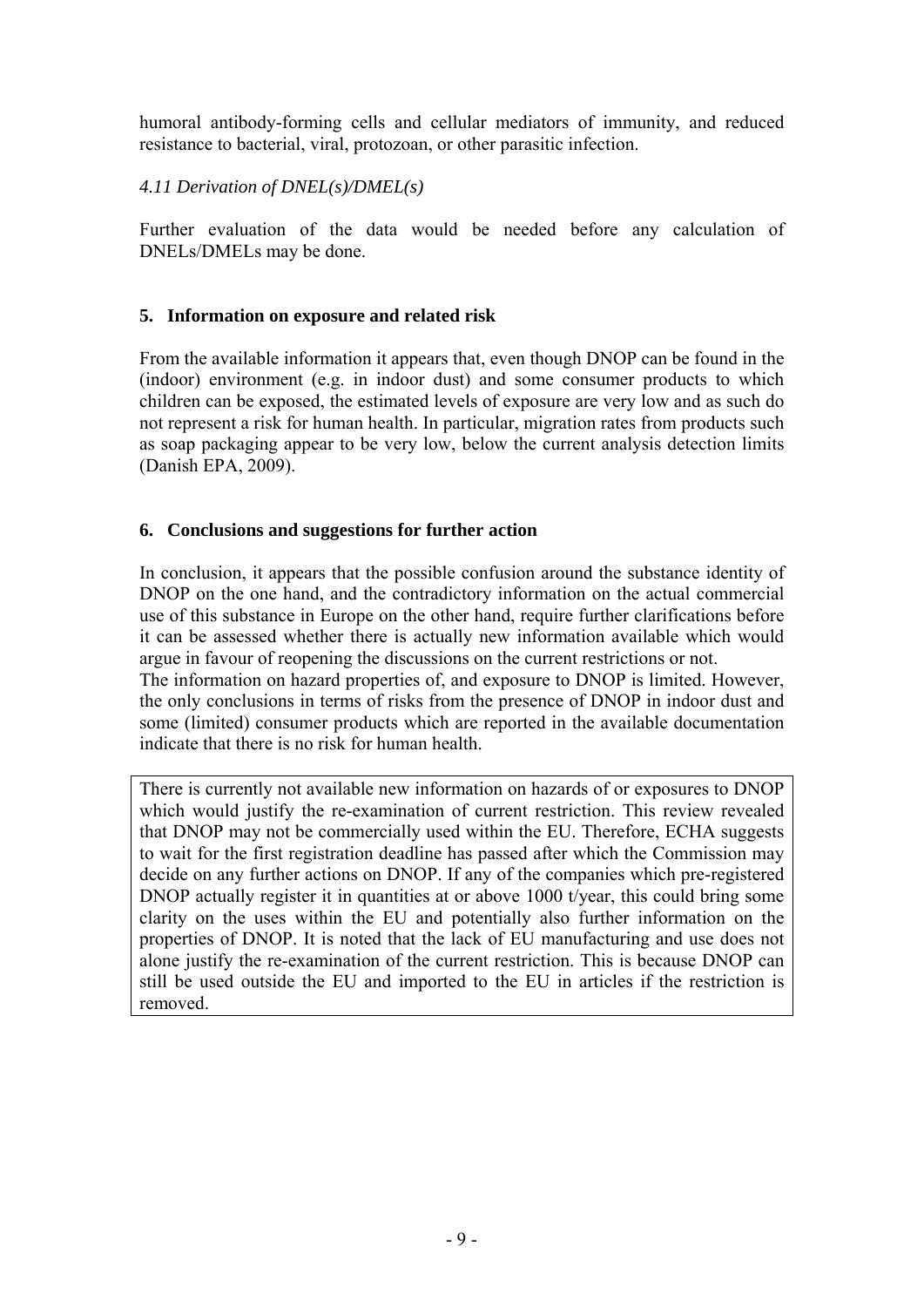humoral antibody-forming cells and cellular mediators of immunity, and reduced resistance to bacterial, viral, protozoan, or other parasitic infection.

*4.11 Derivation of DNEL(s)/DMEL(s)*

Further evaluation of the data would be needed before any calculation of DNELs/DMELs may be done.

## 5. Information on exposure and related risk

From the available information it appears that, even though DNOP can be found in the (indoor) environment (e.g. in indoor dust) and some consumer products to which children can be exposed, the estimated levels of exposure are very low and as such do not represent a risk for human health. In particular, migration rates from products such as soap packaging appear to be very low, below the current analysis detection limits (Danish EPA, 2009).

## 6. Conclusions and suggestions for further action

In conclusion, it appears that the possible confusion around the substance identity of DNOP on the one hand, and the contradictory information on the actual commercial use of this substance in Europe on the other hand, require further clarifications before it can be assessed whether there is actually new information available which would argue in favour of reopening the discussions on the current restrictions or not.
The information on hazard properties of, and exposure to DNOP is limited. However, the only conclusions in terms of risks from the presence of DNOP in indoor dust and some (limited) consumer products which are reported in the available documentation indicate that there is no risk for human health.

There is currently not available new information on hazards of or exposures to DNOP which would justify the re-examination of current restriction. This review revealed that DNOP may not be commercially used within the EU. Therefore, ECHA suggests to wait for the first registration deadline has passed after which the Commission may decide on any further actions on DNOP. If any of the companies which pre-registered DNOP actually register it in quantities at or above 1000 t/year, this could bring some clarity on the uses within the EU and potentially also further information on the properties of DNOP. It is noted that the lack of EU manufacturing and use does not alone justify the re-examination of the current restriction. This is because DNOP can still be used outside the EU and imported to the EU in articles if the restriction is removed.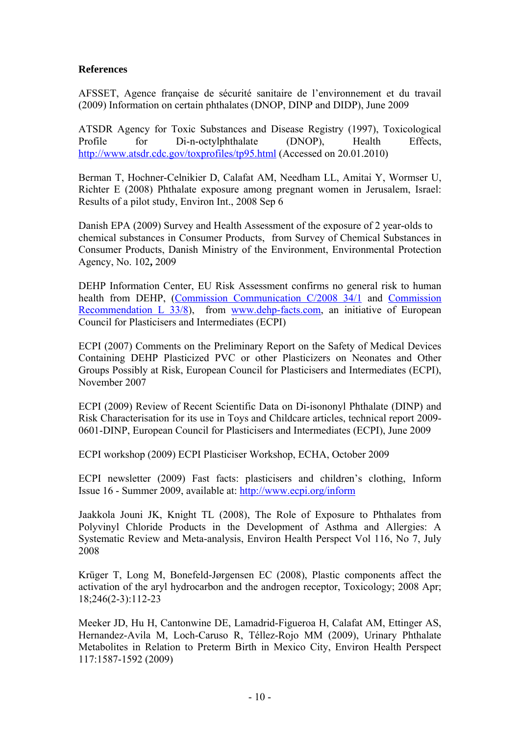**References**

AFSSET, Agence française de sécurité sanitaire de l'environnement et du travail (2009) Information on certain phthalates (DNOP, DINP and DIDP), June 2009

ATSDR Agency for Toxic Substances and Disease Registry (1997), Toxicological Profile for Di-n-octylphthalate (DNOP), Health Effects, http://www.atsdr.cdc.gov/toxprofiles/tp95.html (Accessed on 20.01.2010)

Berman T, Hochner-Celnikier D, Calafat AM, Needham LL, Amitai Y, Wormser U, Richter E (2008) Phthalate exposure among pregnant women in Jerusalem, Israel: Results of a pilot study, Environ Int., 2008 Sep 6

Danish EPA (2009) Survey and Health Assessment of the exposure of 2 year-olds to chemical substances in Consumer Products, from Survey of Chemical Substances in Consumer Products, Danish Ministry of the Environment, Environmental Protection Agency, No. 102**,** 2009

DEHP Information Center, EU Risk Assessment confirms no general risk to human health from DEHP, (Commission Communication C/2008 34/1 and Commission Recommendation L 33/8), from www.dehp-facts.com, an initiative of European Council for Plasticisers and Intermediates (ECPI)

ECPI (2007) Comments on the Preliminary Report on the Safety of Medical Devices Containing DEHP Plasticized PVC or other Plasticizers on Neonates and Other Groups Possibly at Risk, European Council for Plasticisers and Intermediates (ECPI), November 2007

ECPI (2009) Review of Recent Scientific Data on Di-isononyl Phthalate (DINP) and Risk Characterisation for its use in Toys and Childcare articles, technical report 2009-0601-DINP, European Council for Plasticisers and Intermediates (ECPI), June 2009

ECPI workshop (2009) ECPI Plasticiser Workshop, ECHA, October 2009

ECPI newsletter (2009) Fast facts: plasticisers and children's clothing, Inform Issue 16 - Summer 2009, available at: http://www.ecpi.org/inform

Jaakkola Jouni JK, Knight TL (2008), The Role of Exposure to Phthalates from Polyvinyl Chloride Products in the Development of Asthma and Allergies: A Systematic Review and Meta-analysis, Environ Health Perspect Vol 116, No 7, July 2008

Krüger T, Long M, Bonefeld-Jørgensen EC (2008), Plastic components affect the activation of the aryl hydrocarbon and the androgen receptor, Toxicology; 2008 Apr; 18;246(2-3):112-23

Meeker JD, Hu H, Cantonwine DE, Lamadrid-Figueroa H, Calafat AM, Ettinger AS, Hernandez-Avila M, Loch-Caruso R, Téllez-Rojo MM (2009), Urinary Phthalate Metabolites in Relation to Preterm Birth in Mexico City, Environ Health Perspect 117:1587-1592 (2009)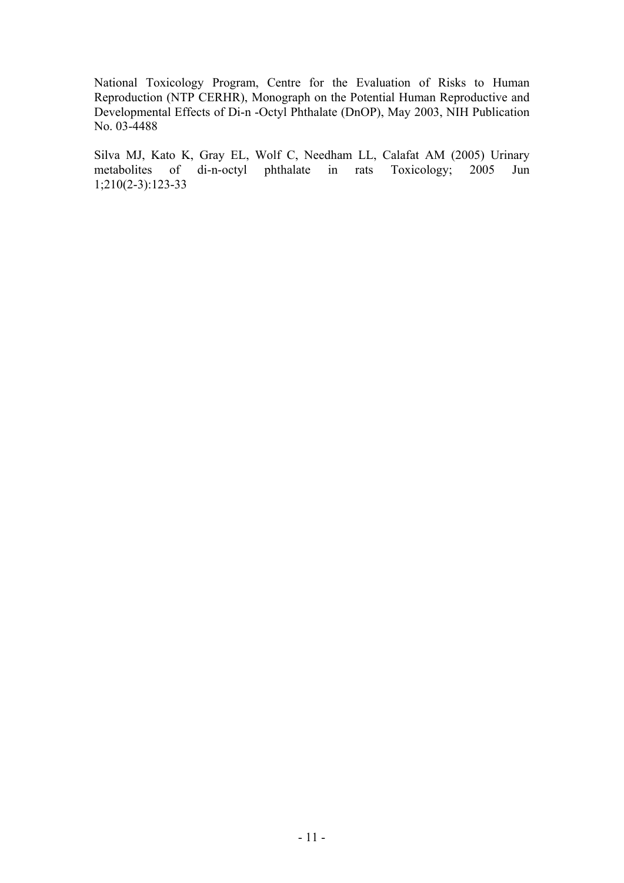National Toxicology Program, Centre for the Evaluation of Risks to Human Reproduction (NTP CERHR), Monograph on the Potential Human Reproductive and Developmental Effects of Di-n -Octyl Phthalate (DnOP), May 2003, NIH Publication No. 03-4488

Silva MJ, Kato K, Gray EL, Wolf C, Needham LL, Calafat AM (2005) Urinary metabolites of di-n-octyl phthalate in rats Toxicology; 2005 Jun 1;210(2-3):123-33